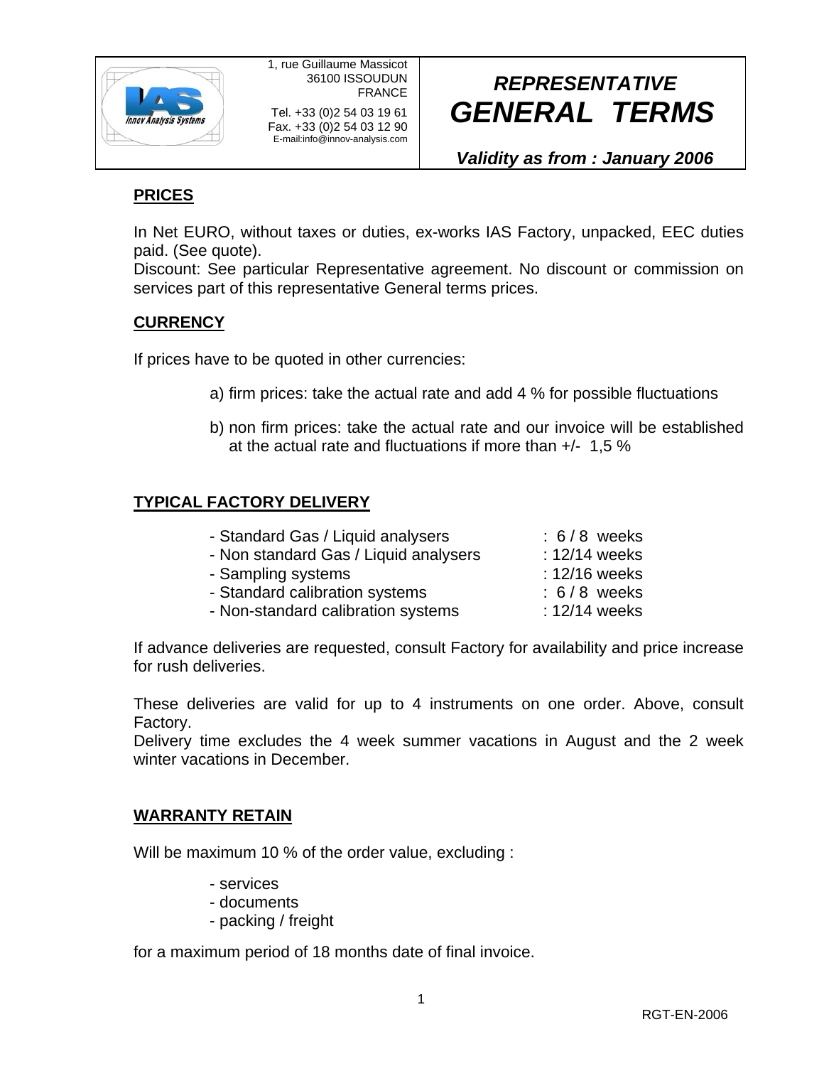1, rue Guillaume Massicot
36100 ISSOUDUN
FRANCE

Tel. +33 (0)2 54 03 19 61
Fax. +33 (0)2 54 03 12 90
E-mail:info@innov-analysis.com

# *REPRESENTATIVE GENERAL TERMS*

***Validity as from : January 2006***

## PRICES

In Net EURO, without taxes or duties, ex-works IAS Factory, unpacked, EEC duties paid. (See quote).
Discount: See particular Representative agreement. No discount or commission on services part of this representative General terms prices.

## CURRENCY

If prices have to be quoted in other currencies:

a) firm prices: take the actual rate and add 4 % for possible fluctuations

b) non firm prices: take the actual rate and our invoice will be established at the actual rate and fluctuations if more than +/- 1,5 %

## TYPICAL FACTORY DELIVERY

- Standard Gas / Liquid analysers : 6 / 8 weeks
- Non standard Gas / Liquid analysers : 12/14 weeks
- Sampling systems : 12/16 weeks
- Standard calibration systems : 6 / 8 weeks
- Non-standard calibration systems : 12/14 weeks

If advance deliveries are requested, consult Factory for availability and price increase for rush deliveries.

These deliveries are valid for up to 4 instruments on one order. Above, consult Factory.
Delivery time excludes the 4 week summer vacations in August and the 2 week winter vacations in December.

## WARRANTY RETAIN

Will be maximum 10 % of the order value, excluding :

- services
- documents
- packing / freight

for a maximum period of 18 months date of final invoice.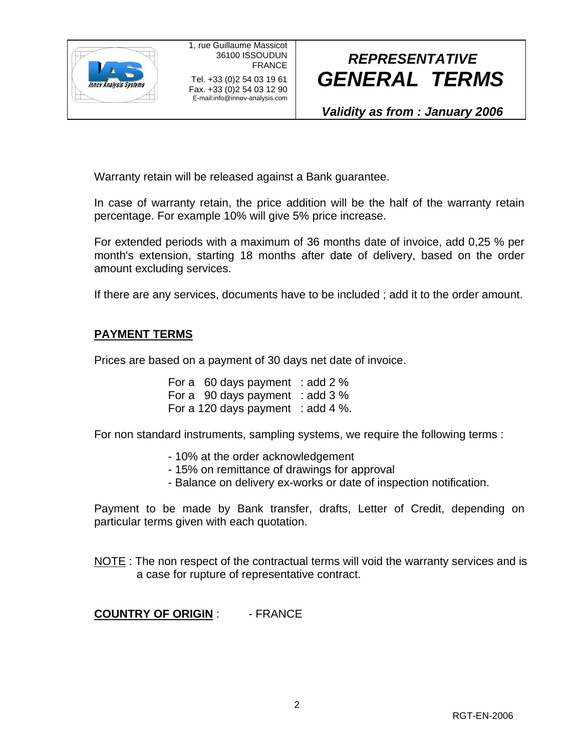Warranty retain will be released against a Bank guarantee.

In case of warranty retain, the price addition will be the half of the warranty retain percentage. For example 10% will give 5% price increase.

For extended periods with a maximum of 36 months date of invoice, add 0,25 % per month's extension, starting 18 months after date of delivery, based on the order amount excluding services.

If there are any services, documents have to be included ; add it to the order amount.

## PAYMENT TERMS

Prices are based on a payment of 30 days net date of invoice.

For a 60 days payment : add 2 %
For a 90 days payment : add 3 %
For a 120 days payment : add 4 %.

For non standard instruments, sampling systems, we require the following terms :

- 10% at the order acknowledgement
- 15% on remittance of drawings for approval
- Balance on delivery ex-works or date of inspection notification.

Payment to be made by Bank transfer, drafts, Letter of Credit, depending on particular terms given with each quotation.

NOTE : The non respect of the contractual terms will void the warranty services and is a case for rupture of representative contract.

**COUNTRY OF ORIGIN** : - FRANCE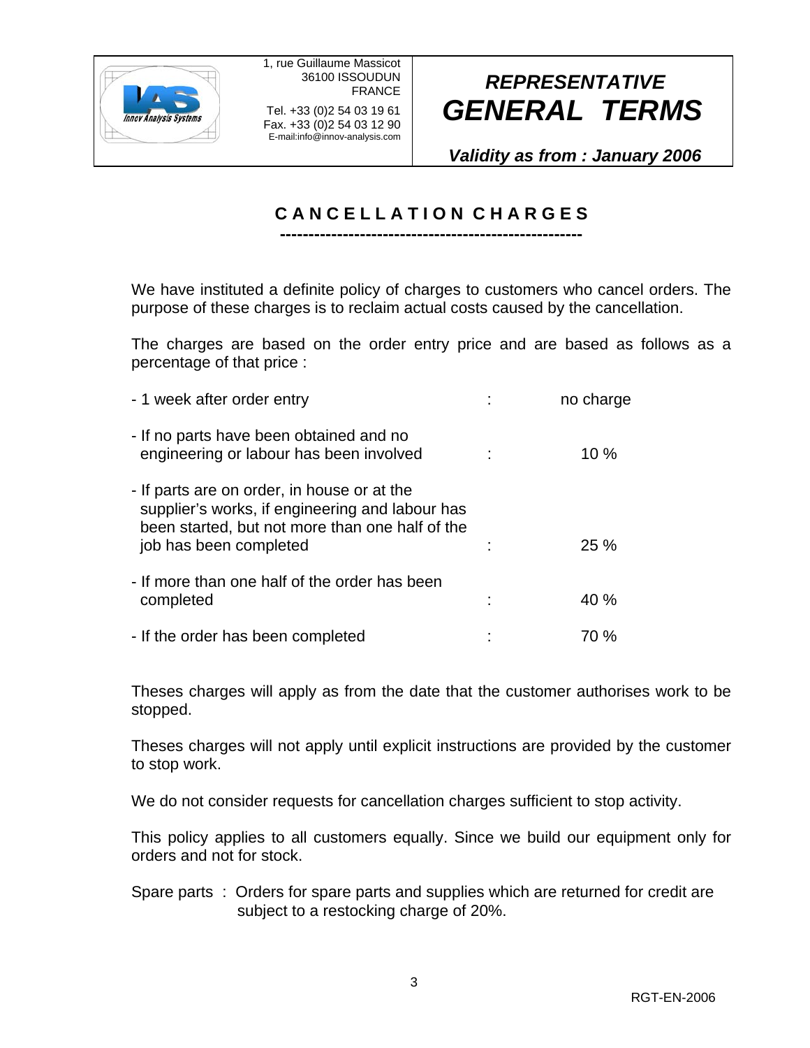| 1, rue Guillaume Massicot 36100 ISSOUDUN FRANCE Tel. +33 (0)2 54 03 19 61 Fax. +33 (0)2 54 03 12 90 E-mail:info@innov-analysis.com | ***REPRESENTATIVE GENERAL TERMS*** ***Validity as from : January 2006*** |
|---|---|

## CANCELLATION CHARGES

We have instituted a definite policy of charges to customers who cancel orders. The purpose of these charges is to reclaim actual costs caused by the cancellation.

The charges are based on the order entry price and are based as follows as a percentage of that price :

| | | |
|---|---|---|
| - 1 week after order entry | : | no charge |
| - If no parts have been obtained and no engineering or labour has been involved | : | 10 % |
| - If parts are on order, in house or at the supplier's works, if engineering and labour has been started, but not more than one half of the job has been completed | : | 25 % |
| - If more than one half of the order has been completed | : | 40 % |
| - If the order has been completed | : | 70 % |

Theses charges will apply as from the date that the customer authorises work to be stopped.

Theses charges will not apply until explicit instructions are provided by the customer to stop work.

We do not consider requests for cancellation charges sufficient to stop activity.

This policy applies to all customers equally. Since we build our equipment only for orders and not for stock.

Spare parts : Orders for spare parts and supplies which are returned for credit are subject to a restocking charge of 20%.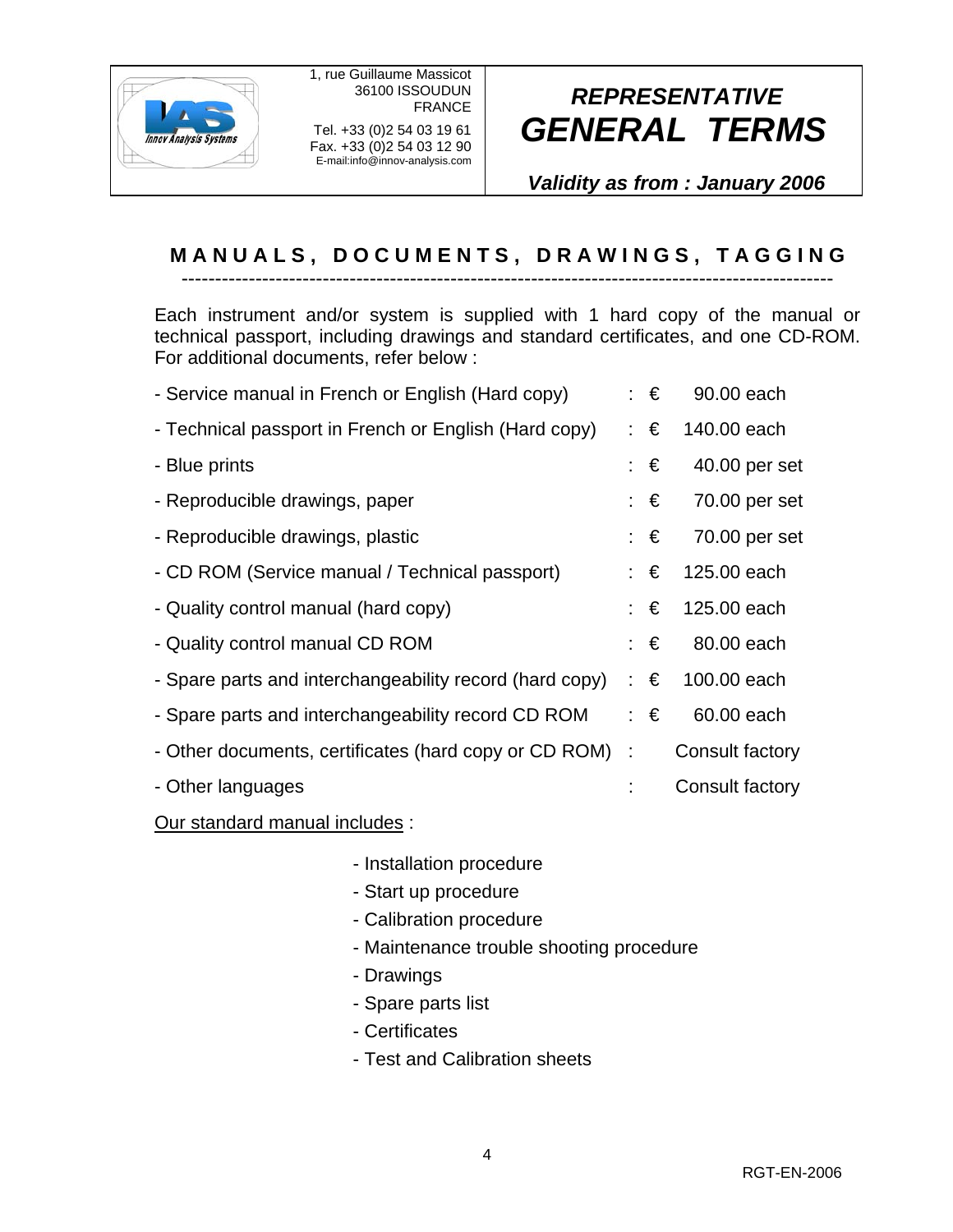## M A N U A L S ,   D O C U M E N T S ,   D R A W I N G S ,   T A G G I N G

Each instrument and/or system is supplied with 1 hard copy of the manual or technical passport, including drawings and standard certificates, and one CD-ROM. For additional documents, refer below :

| Item | | Price |
|---|---|---|
| - Service manual in French or English (Hard copy) | : | € 90.00 each |
| - Technical passport in French or English (Hard copy) | : | € 140.00 each |
| - Blue prints | : | € 40.00 per set |
| - Reproducible drawings, paper | : | € 70.00 per set |
| - Reproducible drawings, plastic | : | € 70.00 per set |
| - CD ROM (Service manual / Technical passport) | : | € 125.00 each |
| - Quality control manual (hard copy) | : | € 125.00 each |
| - Quality control manual CD ROM | : | € 80.00 each |
| - Spare parts and interchangeability record (hard copy) | : | € 100.00 each |
| - Spare parts and interchangeability record CD ROM | : | € 60.00 each |
| - Other documents, certificates (hard copy or CD ROM) | : | Consult factory |
| - Other languages | : | Consult factory |

Our standard manual includes :

- Installation procedure
- Start up procedure
- Calibration procedure
- Maintenance trouble shooting procedure
- Drawings
- Spare parts list
- Certificates
- Test and Calibration sheets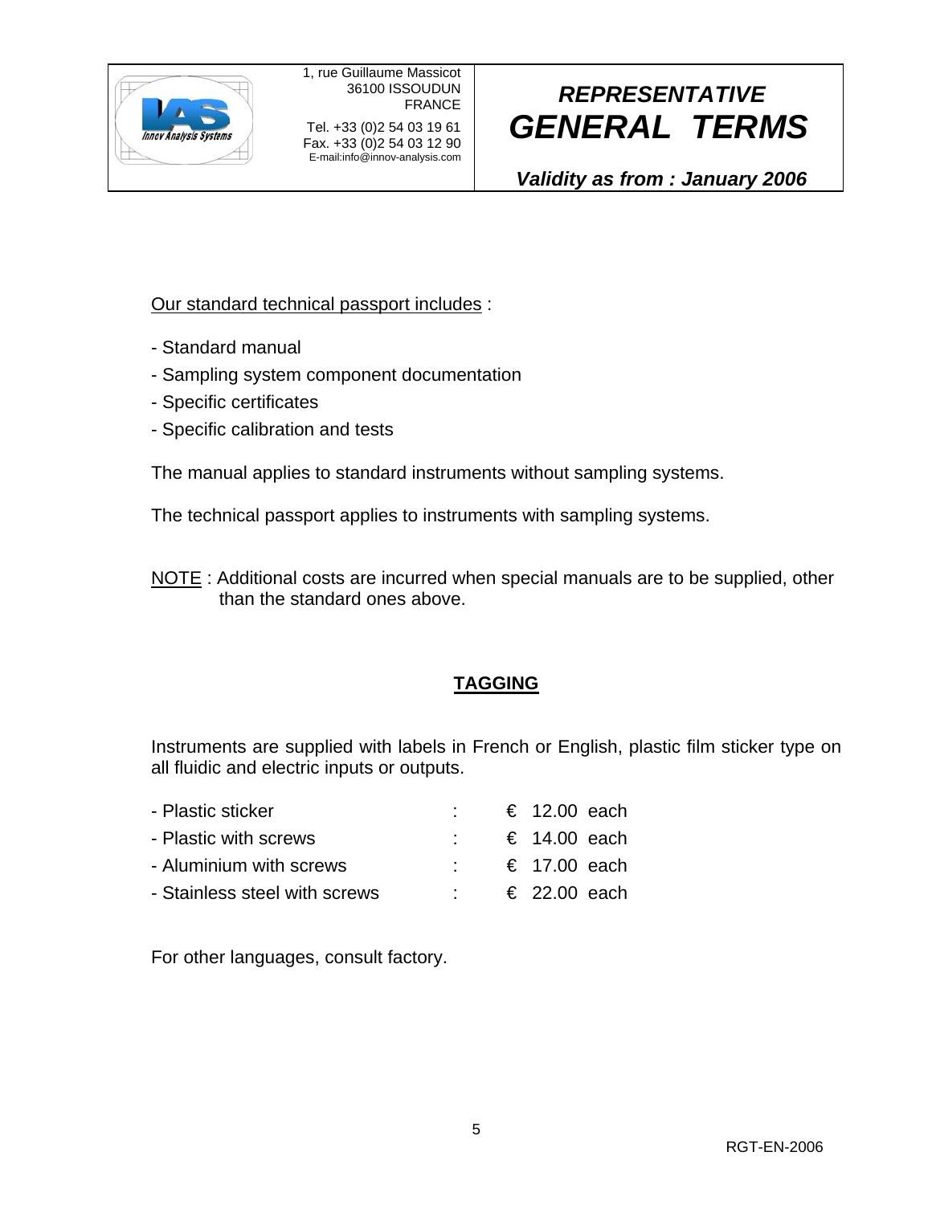Our standard technical passport includes :

- Standard manual
- Sampling system component documentation
- Specific certificates
- Specific calibration and tests

The manual applies to standard instruments without sampling systems.

The technical passport applies to instruments with sampling systems.

NOTE : Additional costs are incurred when special manuals are to be supplied, other than the standard ones above.

## TAGGING

Instruments are supplied with labels in French or English, plastic film sticker type on all fluidic and electric inputs or outputs.

| | | |
|---|---|---|
| - Plastic sticker | : | € 12.00 each |
| - Plastic with screws | : | € 14.00 each |
| - Aluminium with screws | : | € 17.00 each |
| - Stainless steel with screws | : | € 22.00 each |

For other languages, consult factory.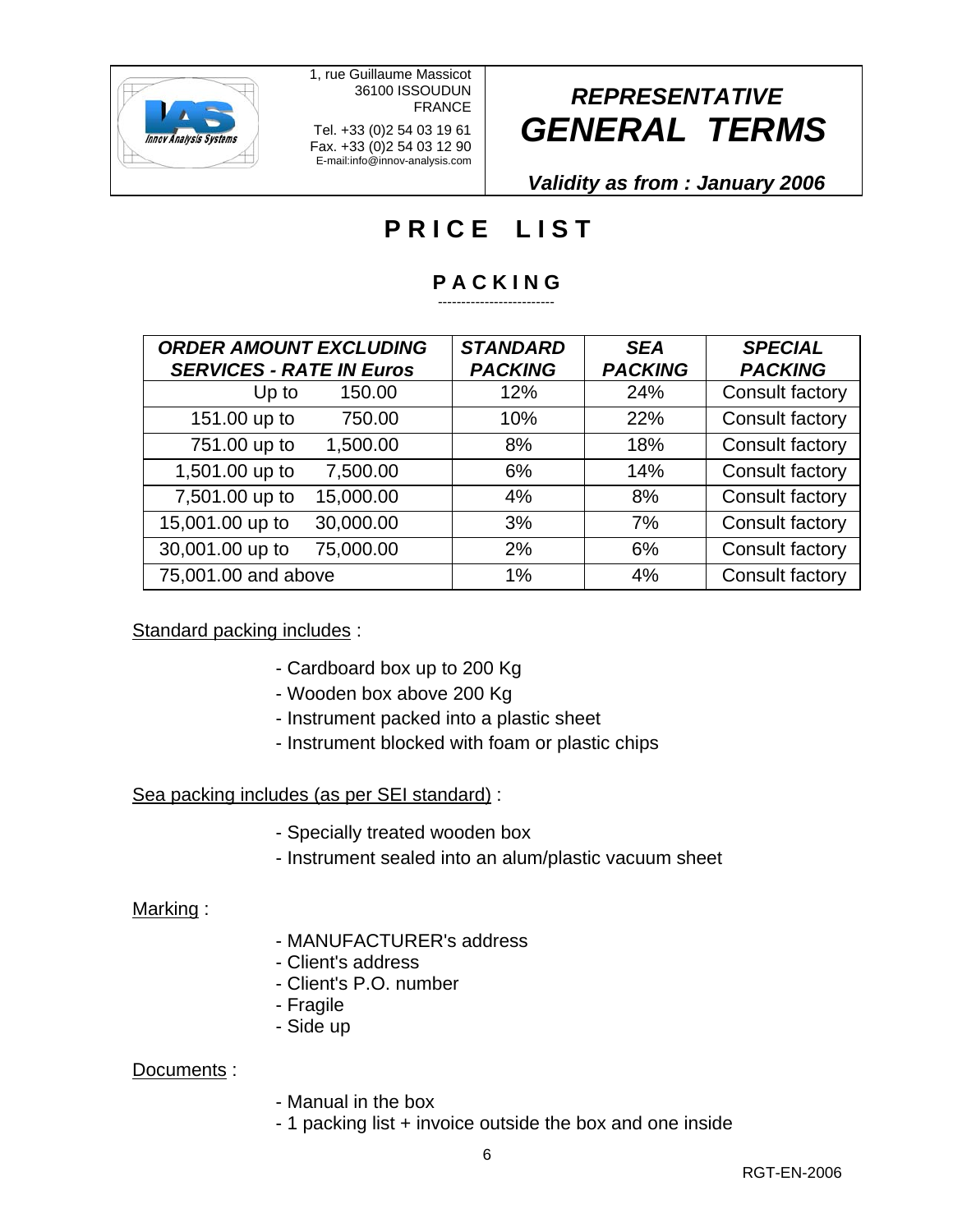# PRICE LIST

## PACKING

| ORDER AMOUNT EXCLUDING SERVICES - RATE IN Euros | STANDARD PACKING | SEA PACKING | SPECIAL PACKING |
|---|---|---|---|
| Up to 150.00 | 12% | 24% | Consult factory |
| 151.00 up to 750.00 | 10% | 22% | Consult factory |
| 751.00 up to 1,500.00 | 8% | 18% | Consult factory |
| 1,501.00 up to 7,500.00 | 6% | 14% | Consult factory |
| 7,501.00 up to 15,000.00 | 4% | 8% | Consult factory |
| 15,001.00 up to 30,000.00 | 3% | 7% | Consult factory |
| 30,001.00 up to 75,000.00 | 2% | 6% | Consult factory |
| 75,001.00 and above | 1% | 4% | Consult factory |

Standard packing includes :

- Cardboard box up to 200 Kg
- Wooden box above 200 Kg
- Instrument packed into a plastic sheet
- Instrument blocked with foam or plastic chips

Sea packing includes (as per SEI standard) :

- Specially treated wooden box
- Instrument sealed into an alum/plastic vacuum sheet

Marking :

- MANUFACTURER's address
- Client's address
- Client's P.O. number
- Fragile
- Side up

Documents :

- Manual in the box
- 1 packing list + invoice outside the box and one inside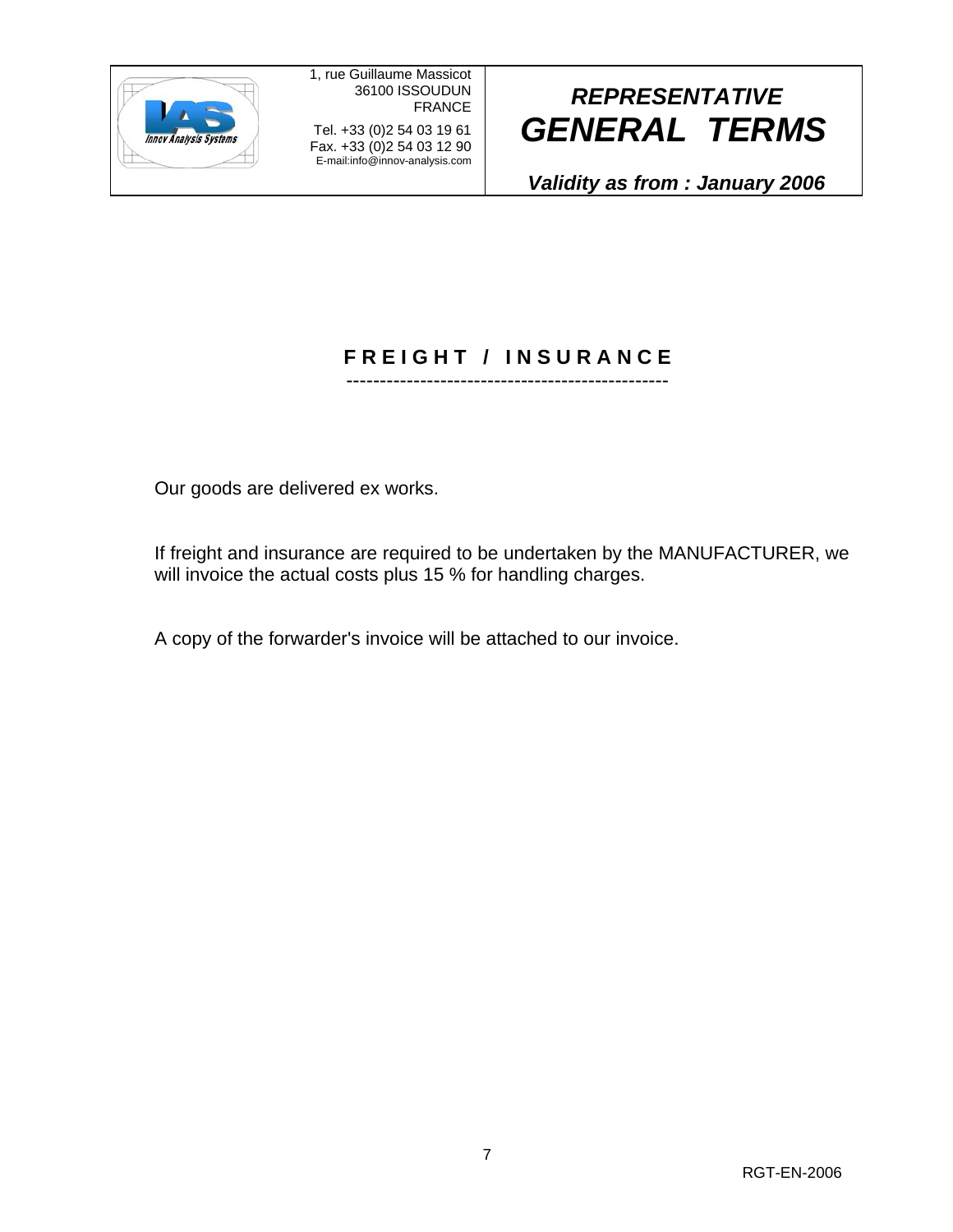# F R E I G H T / I N S U R A N C E

Our goods are delivered ex works.

If freight and insurance are required to be undertaken by the MANUFACTURER, we will invoice the actual costs plus 15 % for handling charges.

A copy of the forwarder's invoice will be attached to our invoice.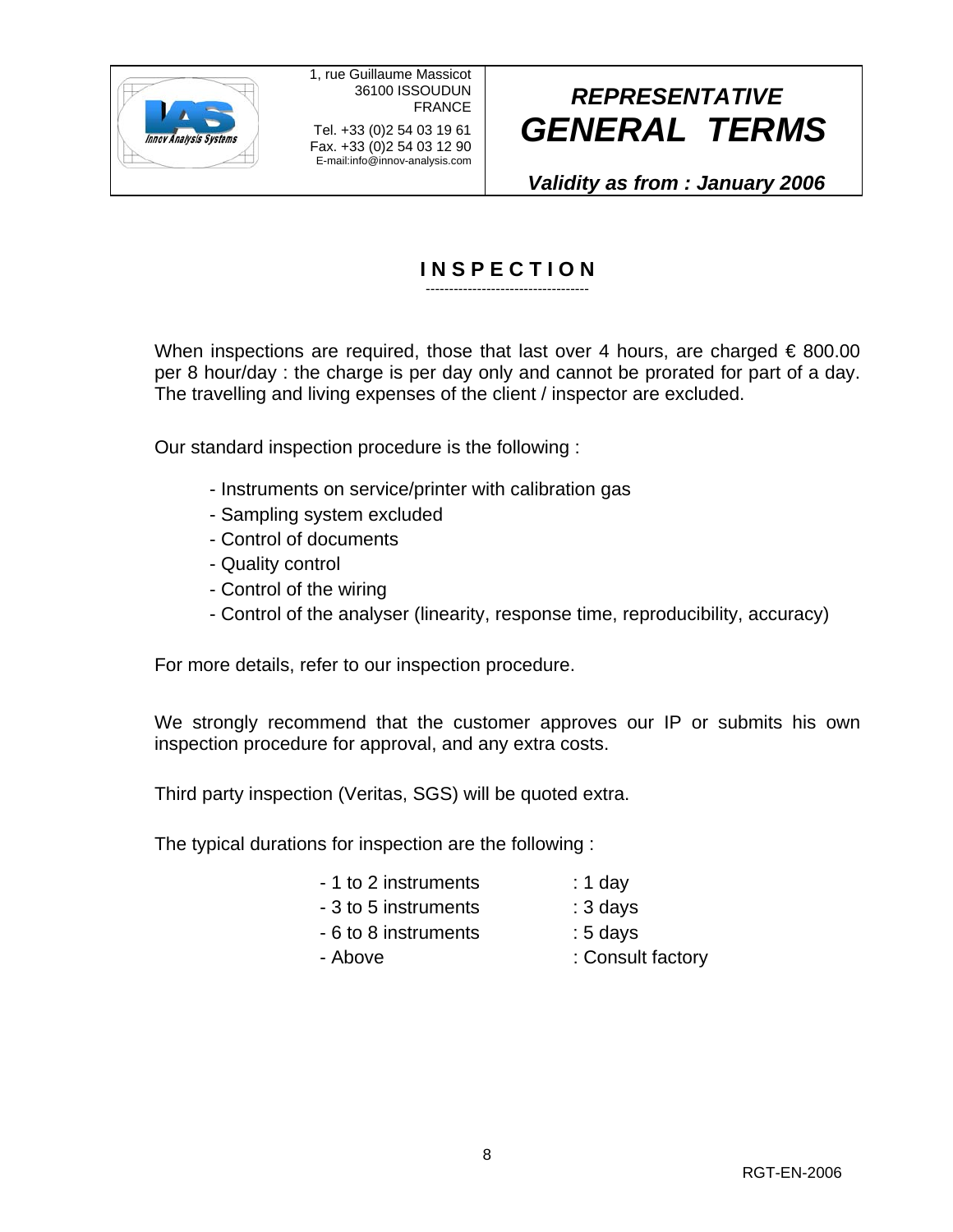# INSPECTION

When inspections are required, those that last over 4 hours, are charged € 800.00 per 8 hour/day : the charge is per day only and cannot be prorated for part of a day. The travelling and living expenses of the client / inspector are excluded.

Our standard inspection procedure is the following :

- Instruments on service/printer with calibration gas
- Sampling system excluded
- Control of documents
- Quality control
- Control of the wiring
- Control of the analyser (linearity, response time, reproducibility, accuracy)

For more details, refer to our inspection procedure.

We strongly recommend that the customer approves our IP or submits his own inspection procedure for approval, and any extra costs.

Third party inspection (Veritas, SGS) will be quoted extra.

The typical durations for inspection are the following :

| | |
|---|---|
| - 1 to 2 instruments | : 1 day |
| - 3 to 5 instruments | : 3 days |
| - 6 to 8 instruments | : 5 days |
| - Above | : Consult factory |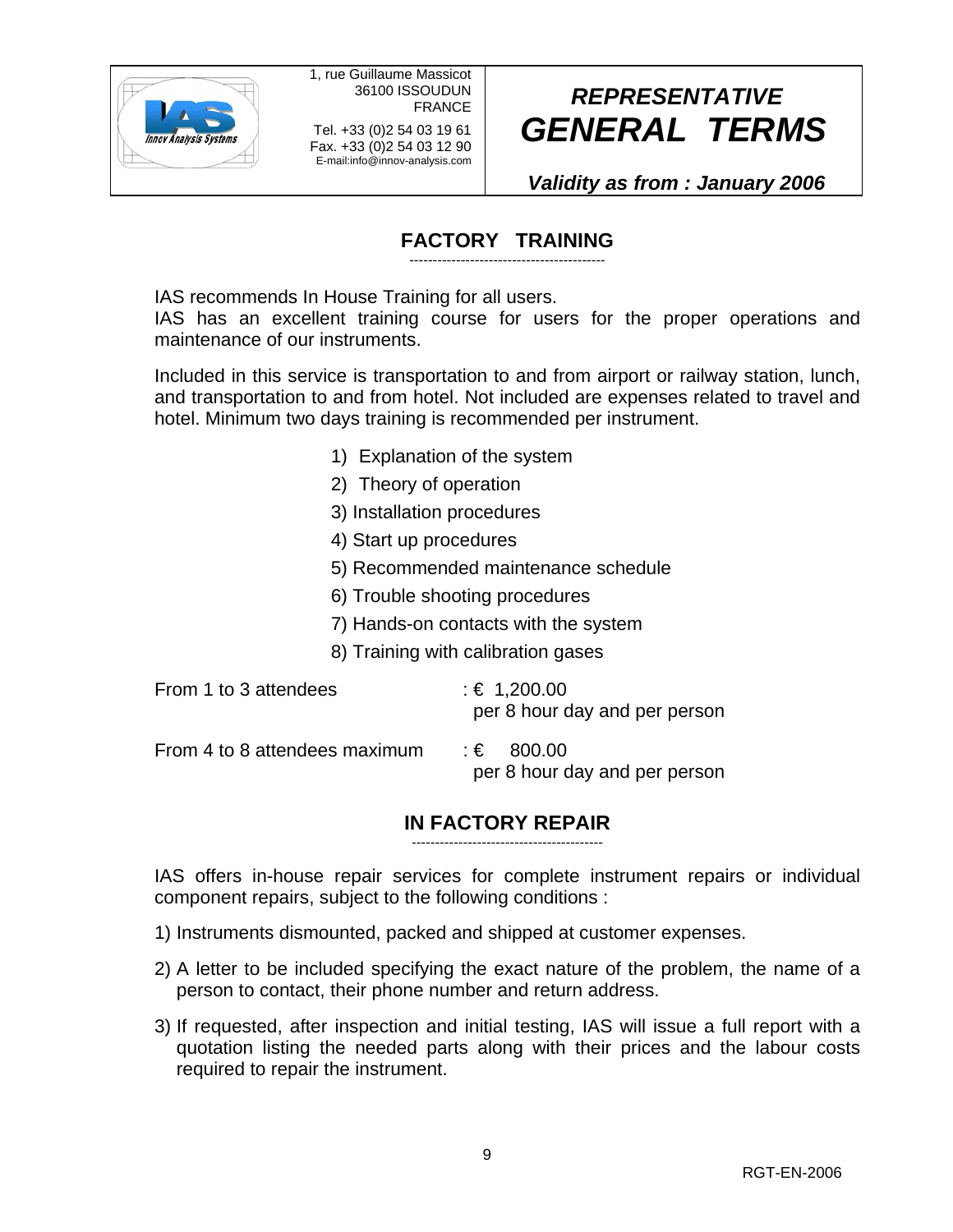# FACTORY TRAINING

IAS recommends In House Training for all users.
IAS has an excellent training course for users for the proper operations and maintenance of our instruments.

Included in this service is transportation to and from airport or railway station, lunch, and transportation to and from hotel. Not included are expenses related to travel and hotel. Minimum two days training is recommended per instrument.

1) Explanation of the system
2) Theory of operation
3) Installation procedures
4) Start up procedures
5) Recommended maintenance schedule
6) Trouble shooting procedures
7) Hands-on contacts with the system
8) Training with calibration gases

From 1 to 3 attendees : € 1,200.00 per 8 hour day and per person

From 4 to 8 attendees maximum : € 800.00 per 8 hour day and per person

# IN FACTORY REPAIR

IAS offers in-house repair services for complete instrument repairs or individual component repairs, subject to the following conditions :

1) Instruments dismounted, packed and shipped at customer expenses.
2) A letter to be included specifying the exact nature of the problem, the name of a person to contact, their phone number and return address.
3) If requested, after inspection and initial testing, IAS will issue a full report with a quotation listing the needed parts along with their prices and the labour costs required to repair the instrument.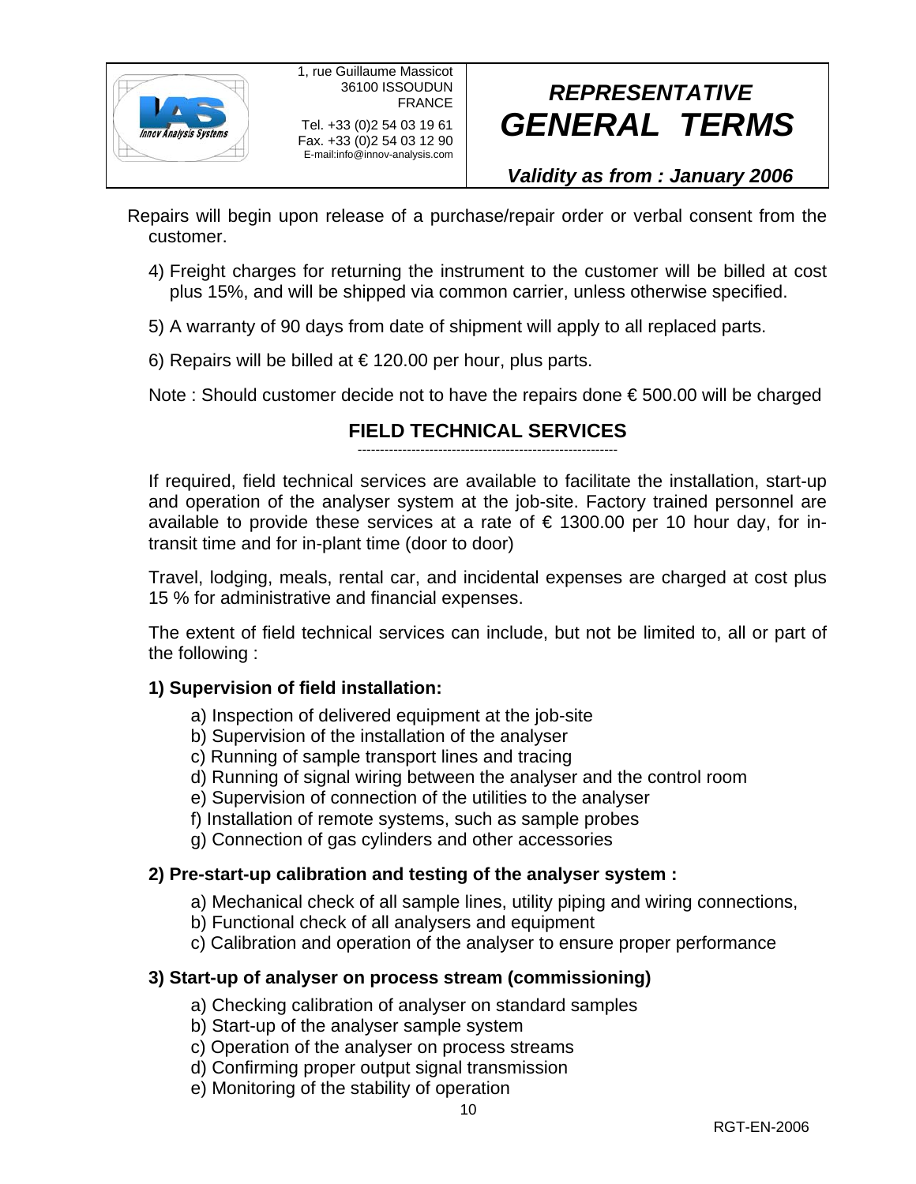Repairs will begin upon release of a purchase/repair order or verbal consent from the customer.

4) Freight charges for returning the instrument to the customer will be billed at cost plus 15%, and will be shipped via common carrier, unless otherwise specified.

5) A warranty of 90 days from date of shipment will apply to all replaced parts.

6) Repairs will be billed at € 120.00 per hour, plus parts.

Note : Should customer decide not to have the repairs done € 500.00 will be charged

## FIELD TECHNICAL SERVICES

If required, field technical services are available to facilitate the installation, start-up and operation of the analyser system at the job-site. Factory trained personnel are available to provide these services at a rate of € 1300.00 per 10 hour day, for in-transit time and for in-plant time (door to door)

Travel, lodging, meals, rental car, and incidental expenses are charged at cost plus 15 % for administrative and financial expenses.

The extent of field technical services can include, but not be limited to, all or part of the following :

**1) Supervision of field installation:**

a) Inspection of delivered equipment at the job-site
b) Supervision of the installation of the analyser
c) Running of sample transport lines and tracing
d) Running of signal wiring between the analyser and the control room
e) Supervision of connection of the utilities to the analyser
f) Installation of remote systems, such as sample probes
g) Connection of gas cylinders and other accessories

**2) Pre-start-up calibration and testing of the analyser system :**

a) Mechanical check of all sample lines, utility piping and wiring connections,
b) Functional check of all analysers and equipment
c) Calibration and operation of the analyser to ensure proper performance

**3) Start-up of analyser on process stream (commissioning)**

a) Checking calibration of analyser on standard samples
b) Start-up of the analyser sample system
c) Operation of the analyser on process streams
d) Confirming proper output signal transmission
e) Monitoring of the stability of operation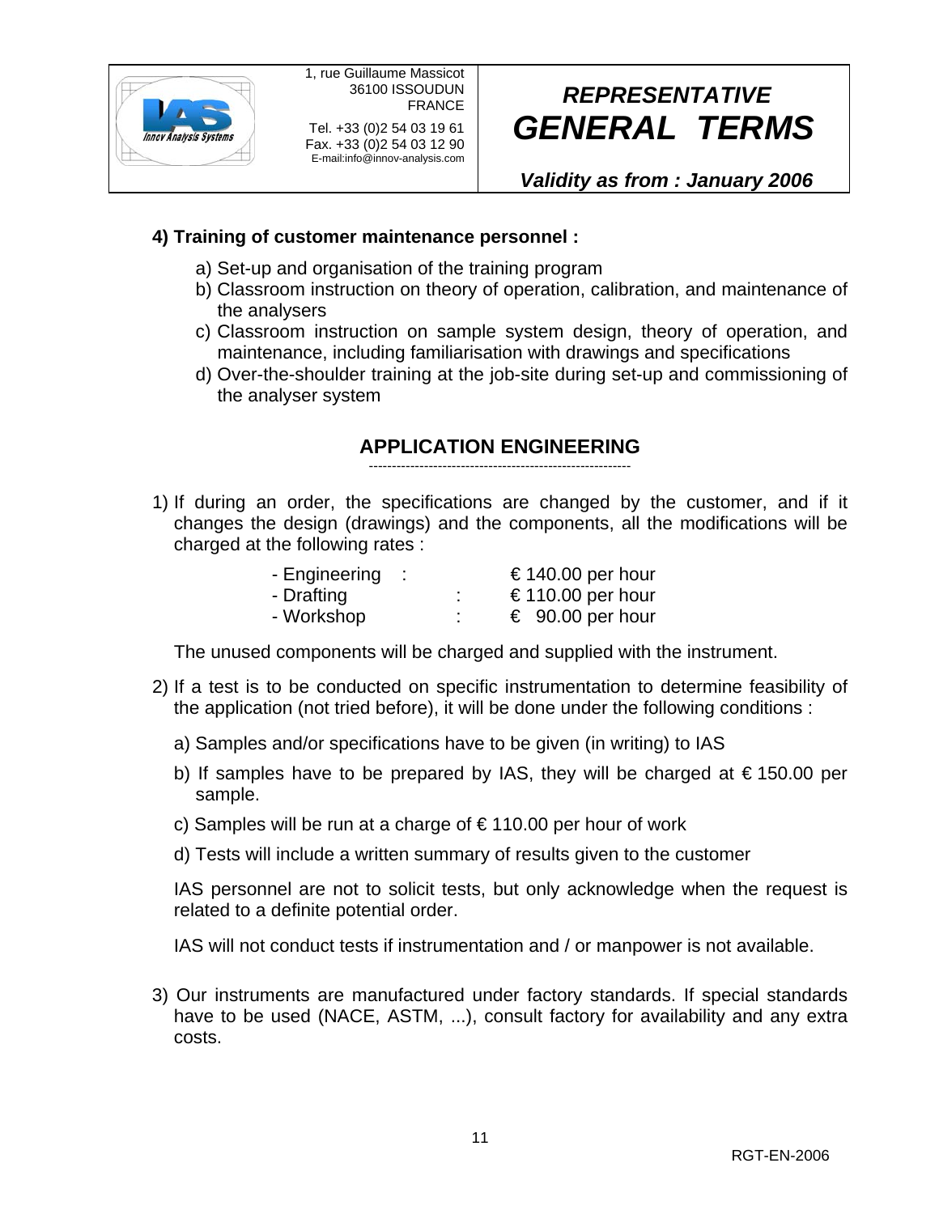**4) Training of customer maintenance personnel :**

a) Set-up and organisation of the training program
b) Classroom instruction on theory of operation, calibration, and maintenance of the analysers
c) Classroom instruction on sample system design, theory of operation, and maintenance, including familiarisation with drawings and specifications
d) Over-the-shoulder training at the job-site during set-up and commissioning of the analyser system

## APPLICATION ENGINEERING

1) If during an order, the specifications are changed by the customer, and if it changes the design (drawings) and the components, all the modifications will be charged at the following rates :

   - Engineering : € 140.00 per hour
   - Drafting : € 110.00 per hour
   - Workshop : € 90.00 per hour

   The unused components will be charged and supplied with the instrument.

2) If a test is to be conducted on specific instrumentation to determine feasibility of the application (not tried before), it will be done under the following conditions :

   a) Samples and/or specifications have to be given (in writing) to IAS

   b) If samples have to be prepared by IAS, they will be charged at € 150.00 per sample.

   c) Samples will be run at a charge of € 110.00 per hour of work

   d) Tests will include a written summary of results given to the customer

   IAS personnel are not to solicit tests, but only acknowledge when the request is related to a definite potential order.

   IAS will not conduct tests if instrumentation and / or manpower is not available.

3) Our instruments are manufactured under factory standards. If special standards have to be used (NACE, ASTM, ...), consult factory for availability and any extra costs.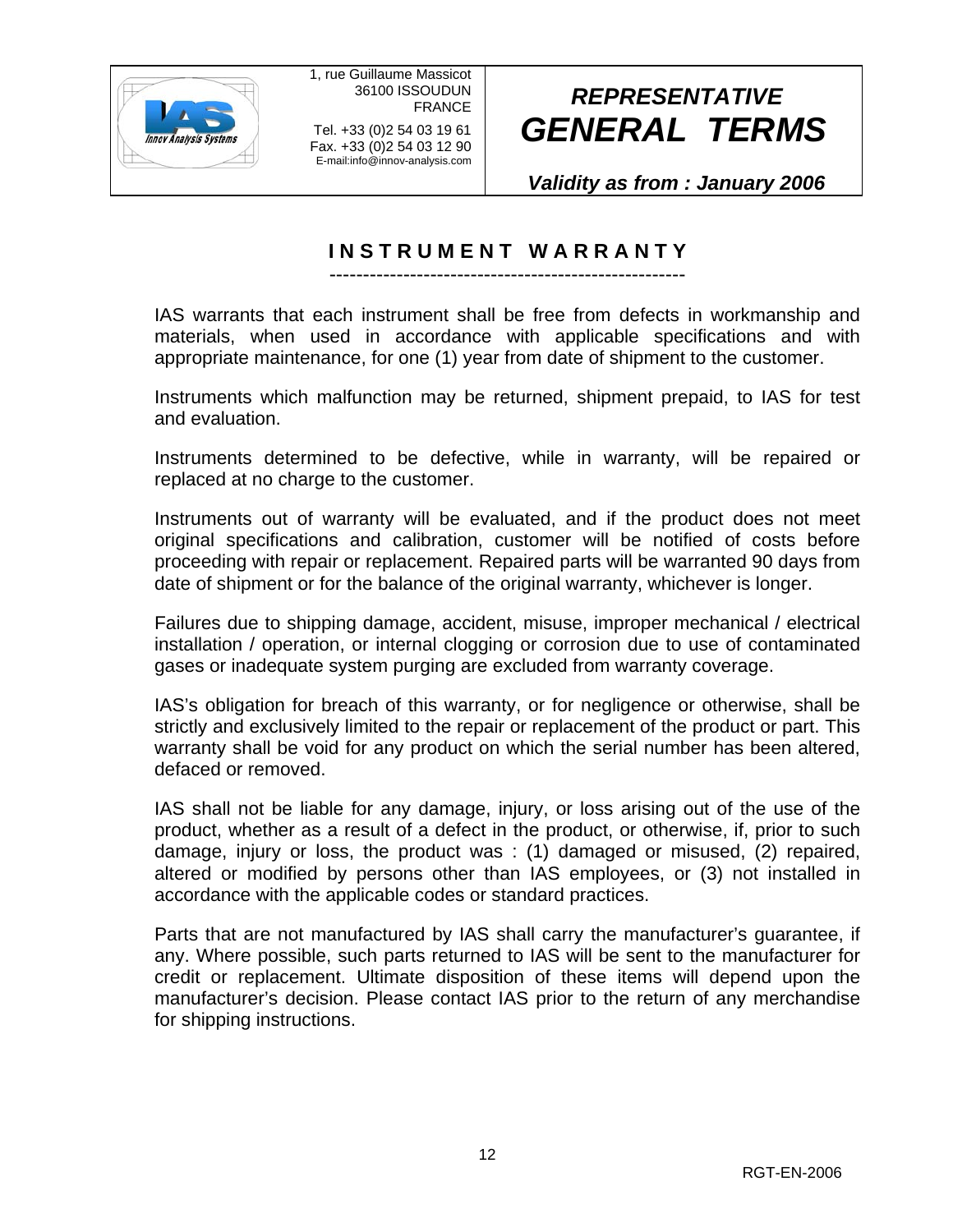# INSTRUMENT WARRANTY

IAS warrants that each instrument shall be free from defects in workmanship and materials, when used in accordance with applicable specifications and with appropriate maintenance, for one (1) year from date of shipment to the customer.

Instruments which malfunction may be returned, shipment prepaid, to IAS for test and evaluation.

Instruments determined to be defective, while in warranty, will be repaired or replaced at no charge to the customer.

Instruments out of warranty will be evaluated, and if the product does not meet original specifications and calibration, customer will be notified of costs before proceeding with repair or replacement. Repaired parts will be warranted 90 days from date of shipment or for the balance of the original warranty, whichever is longer.

Failures due to shipping damage, accident, misuse, improper mechanical / electrical installation / operation, or internal clogging or corrosion due to use of contaminated gases or inadequate system purging are excluded from warranty coverage.

IAS's obligation for breach of this warranty, or for negligence or otherwise, shall be strictly and exclusively limited to the repair or replacement of the product or part. This warranty shall be void for any product on which the serial number has been altered, defaced or removed.

IAS shall not be liable for any damage, injury, or loss arising out of the use of the product, whether as a result of a defect in the product, or otherwise, if, prior to such damage, injury or loss, the product was : (1) damaged or misused, (2) repaired, altered or modified by persons other than IAS employees, or (3) not installed in accordance with the applicable codes or standard practices.

Parts that are not manufactured by IAS shall carry the manufacturer's guarantee, if any. Where possible, such parts returned to IAS will be sent to the manufacturer for credit or replacement. Ultimate disposition of these items will depend upon the manufacturer's decision. Please contact IAS prior to the return of any merchandise for shipping instructions.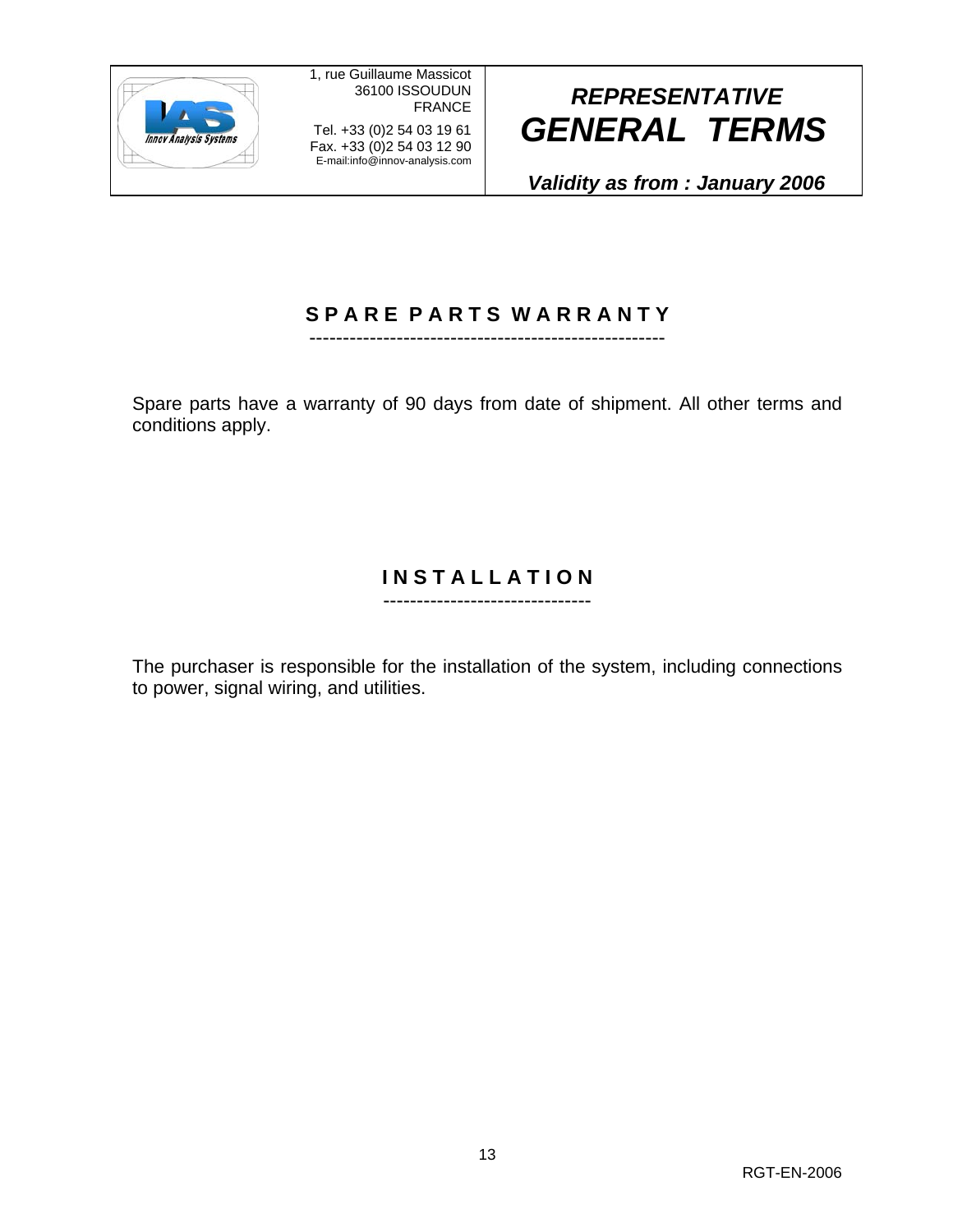## SPARE PARTS WARRANTY

Spare parts have a warranty of 90 days from date of shipment. All other terms and conditions apply.

## INSTALLATION

The purchaser is responsible for the installation of the system, including connections to power, signal wiring, and utilities.